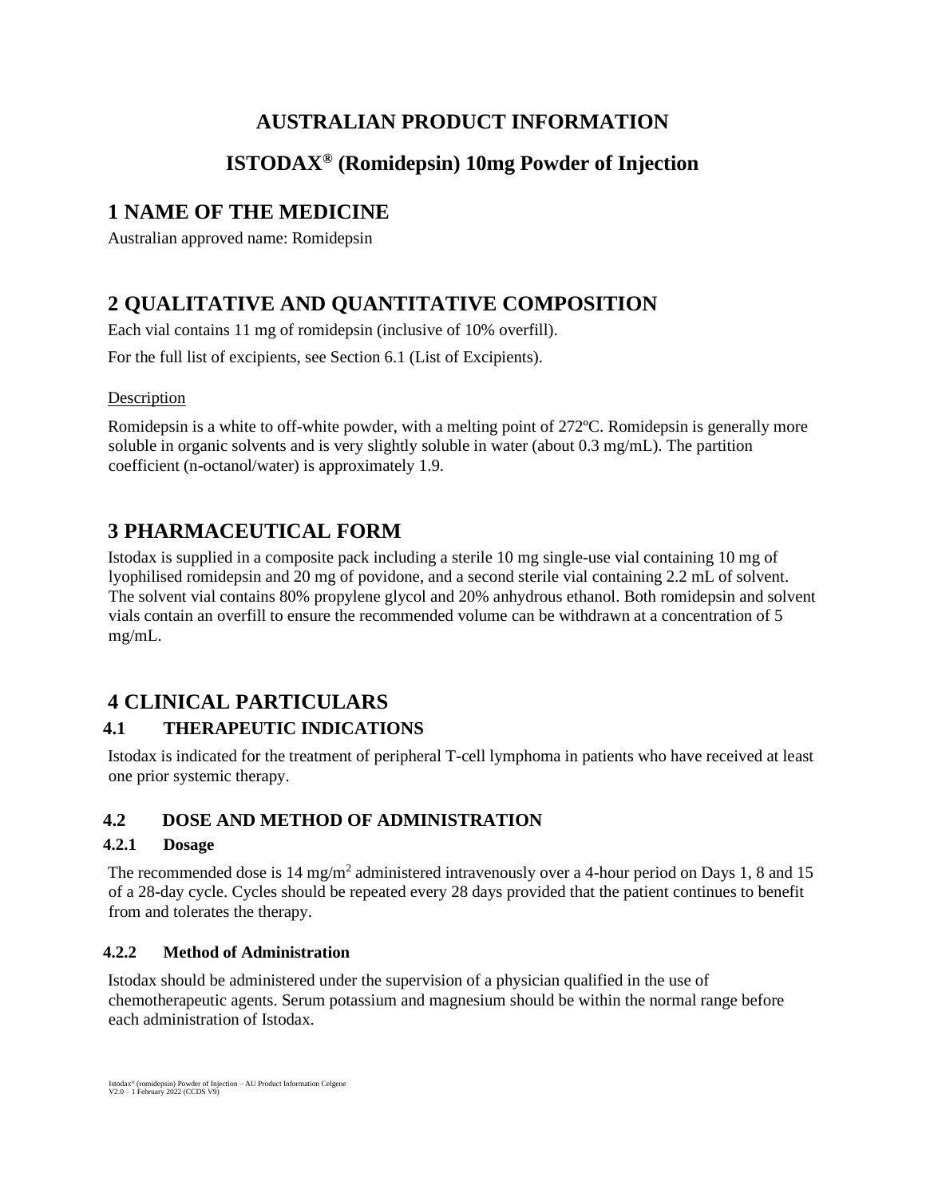# AUSTRALIAN PRODUCT INFORMATION

# ISTODAX® (Romidepsin) 10mg Powder of Injection

## 1 NAME OF THE MEDICINE

Australian approved name: Romidepsin

## 2 QUALITATIVE AND QUANTITATIVE COMPOSITION

Each vial contains 11 mg of romidepsin (inclusive of 10% overfill).

For the full list of excipients, see Section 6.1 (List of Excipients).

Description

Romidepsin is a white to off-white powder, with a melting point of 272ºC. Romidepsin is generally more soluble in organic solvents and is very slightly soluble in water (about 0.3 mg/mL). The partition coefficient (n-octanol/water) is approximately 1.9.

## 3 PHARMACEUTICAL FORM

Istodax is supplied in a composite pack including a sterile 10 mg single-use vial containing 10 mg of lyophilised romidepsin and 20 mg of povidone, and a second sterile vial containing 2.2 mL of solvent. The solvent vial contains 80% propylene glycol and 20% anhydrous ethanol. Both romidepsin and solvent vials contain an overfill to ensure the recommended volume can be withdrawn at a concentration of 5 mg/mL.

## 4 CLINICAL PARTICULARS

### 4.1 THERAPEUTIC INDICATIONS

Istodax is indicated for the treatment of peripheral T-cell lymphoma in patients who have received at least one prior systemic therapy.

### 4.2 DOSE AND METHOD OF ADMINISTRATION

#### 4.2.1 Dosage

The recommended dose is 14 mg/m$^2$ administered intravenously over a 4-hour period on Days 1, 8 and 15 of a 28-day cycle. Cycles should be repeated every 28 days provided that the patient continues to benefit from and tolerates the therapy.

#### 4.2.2 Method of Administration

Istodax should be administered under the supervision of a physician qualified in the use of chemotherapeutic agents. Serum potassium and magnesium should be within the normal range before each administration of Istodax.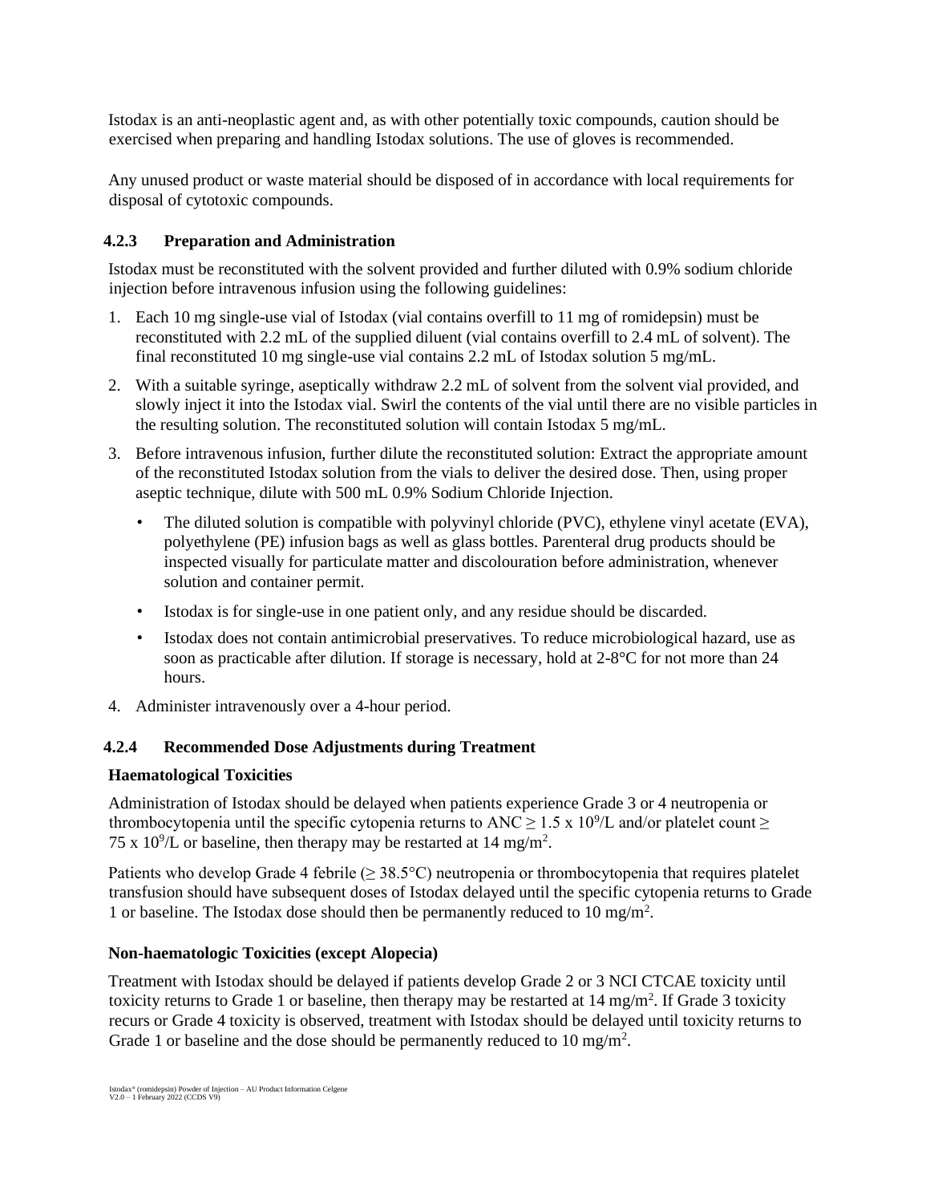Istodax is an anti-neoplastic agent and, as with other potentially toxic compounds, caution should be exercised when preparing and handling Istodax solutions. The use of gloves is recommended.

Any unused product or waste material should be disposed of in accordance with local requirements for disposal of cytotoxic compounds.

### 4.2.3 Preparation and Administration

Istodax must be reconstituted with the solvent provided and further diluted with 0.9% sodium chloride injection before intravenous infusion using the following guidelines:

1. Each 10 mg single-use vial of Istodax (vial contains overfill to 11 mg of romidepsin) must be reconstituted with 2.2 mL of the supplied diluent (vial contains overfill to 2.4 mL of solvent). The final reconstituted 10 mg single-use vial contains 2.2 mL of Istodax solution 5 mg/mL.
2. With a suitable syringe, aseptically withdraw 2.2 mL of solvent from the solvent vial provided, and slowly inject it into the Istodax vial. Swirl the contents of the vial until there are no visible particles in the resulting solution. The reconstituted solution will contain Istodax 5 mg/mL.
3. Before intravenous infusion, further dilute the reconstituted solution: Extract the appropriate amount of the reconstituted Istodax solution from the vials to deliver the desired dose. Then, using proper aseptic technique, dilute with 500 mL 0.9% Sodium Chloride Injection.
   - The diluted solution is compatible with polyvinyl chloride (PVC), ethylene vinyl acetate (EVA), polyethylene (PE) infusion bags as well as glass bottles. Parenteral drug products should be inspected visually for particulate matter and discolouration before administration, whenever solution and container permit.
   - Istodax is for single-use in one patient only, and any residue should be discarded.
   - Istodax does not contain antimicrobial preservatives. To reduce microbiological hazard, use as soon as practicable after dilution. If storage is necessary, hold at 2-8°C for not more than 24 hours.
4. Administer intravenously over a 4-hour period.

### 4.2.4 Recommended Dose Adjustments during Treatment

**Haematological Toxicities**

Administration of Istodax should be delayed when patients experience Grade 3 or 4 neutropenia or thrombocytopenia until the specific cytopenia returns to ANC $\geq 1.5 \times 10^9$/L and/or platelet count $\geq 75 \times 10^9$/L or baseline, then therapy may be restarted at 14 mg/m$^2$.

Patients who develop Grade 4 febrile ($\geq$ 38.5°C) neutropenia or thrombocytopenia that requires platelet transfusion should have subsequent doses of Istodax delayed until the specific cytopenia returns to Grade 1 or baseline. The Istodax dose should then be permanently reduced to 10 mg/m$^2$.

**Non-haematologic Toxicities (except Alopecia)**

Treatment with Istodax should be delayed if patients develop Grade 2 or 3 NCI CTCAE toxicity until toxicity returns to Grade 1 or baseline, then therapy may be restarted at 14 mg/m$^2$. If Grade 3 toxicity recurs or Grade 4 toxicity is observed, treatment with Istodax should be delayed until toxicity returns to Grade 1 or baseline and the dose should be permanently reduced to 10 mg/m$^2$.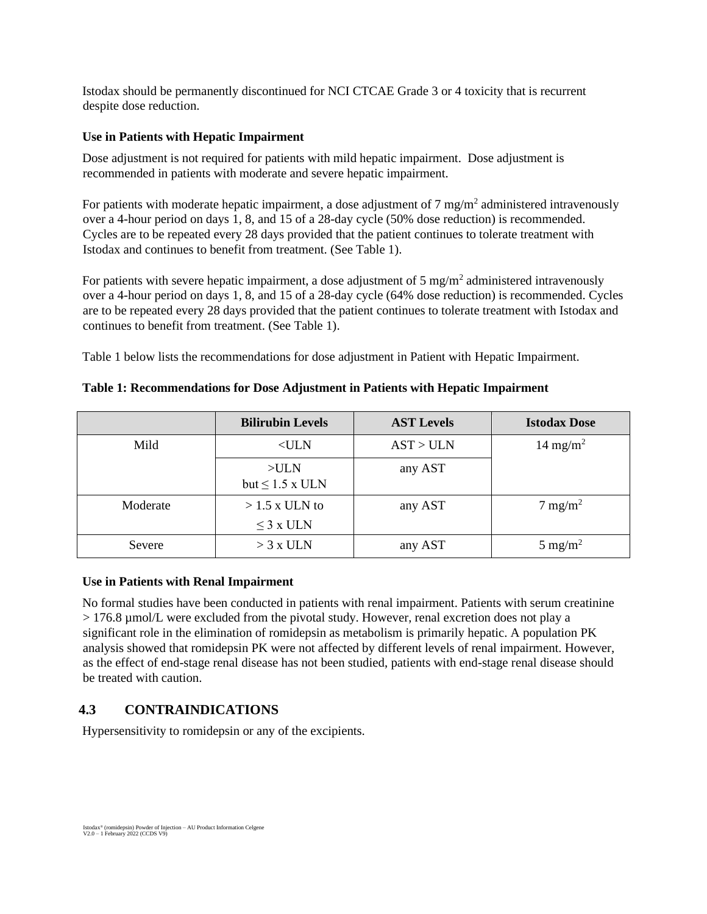Istodax should be permanently discontinued for NCI CTCAE Grade 3 or 4 toxicity that is recurrent despite dose reduction.

**Use in Patients with Hepatic Impairment**

Dose adjustment is not required for patients with mild hepatic impairment. Dose adjustment is recommended in patients with moderate and severe hepatic impairment.

For patients with moderate hepatic impairment, a dose adjustment of 7 mg/m$^2$ administered intravenously over a 4-hour period on days 1, 8, and 15 of a 28-day cycle (50% dose reduction) is recommended. Cycles are to be repeated every 28 days provided that the patient continues to tolerate treatment with Istodax and continues to benefit from treatment. (See Table 1).

For patients with severe hepatic impairment, a dose adjustment of 5 mg/m$^2$ administered intravenously over a 4-hour period on days 1, 8, and 15 of a 28-day cycle (64% dose reduction) is recommended. Cycles are to be repeated every 28 days provided that the patient continues to tolerate treatment with Istodax and continues to benefit from treatment. (See Table 1).

Table 1 below lists the recommendations for dose adjustment in Patient with Hepatic Impairment.

**Table 1: Recommendations for Dose Adjustment in Patients with Hepatic Impairment**

| | Bilirubin Levels | AST Levels | Istodax Dose |
|---|---|---|---|
| Mild | <ULN | AST > ULN | 14 mg/m$^2$ |
| | >ULN but ≤ 1.5 x ULN | any AST | |
| Moderate | > 1.5 x ULN to ≤ 3 x ULN | any AST | 7 mg/m$^2$ |
| Severe | > 3 x ULN | any AST | 5 mg/m$^2$ |

**Use in Patients with Renal Impairment**

No formal studies have been conducted in patients with renal impairment. Patients with serum creatinine > 176.8 µmol/L were excluded from the pivotal study. However, renal excretion does not play a significant role in the elimination of romidepsin as metabolism is primarily hepatic. A population PK analysis showed that romidepsin PK were not affected by different levels of renal impairment. However, as the effect of end-stage renal disease has not been studied, patients with end-stage renal disease should be treated with caution.

## 4.3 CONTRAINDICATIONS

Hypersensitivity to romidepsin or any of the excipients.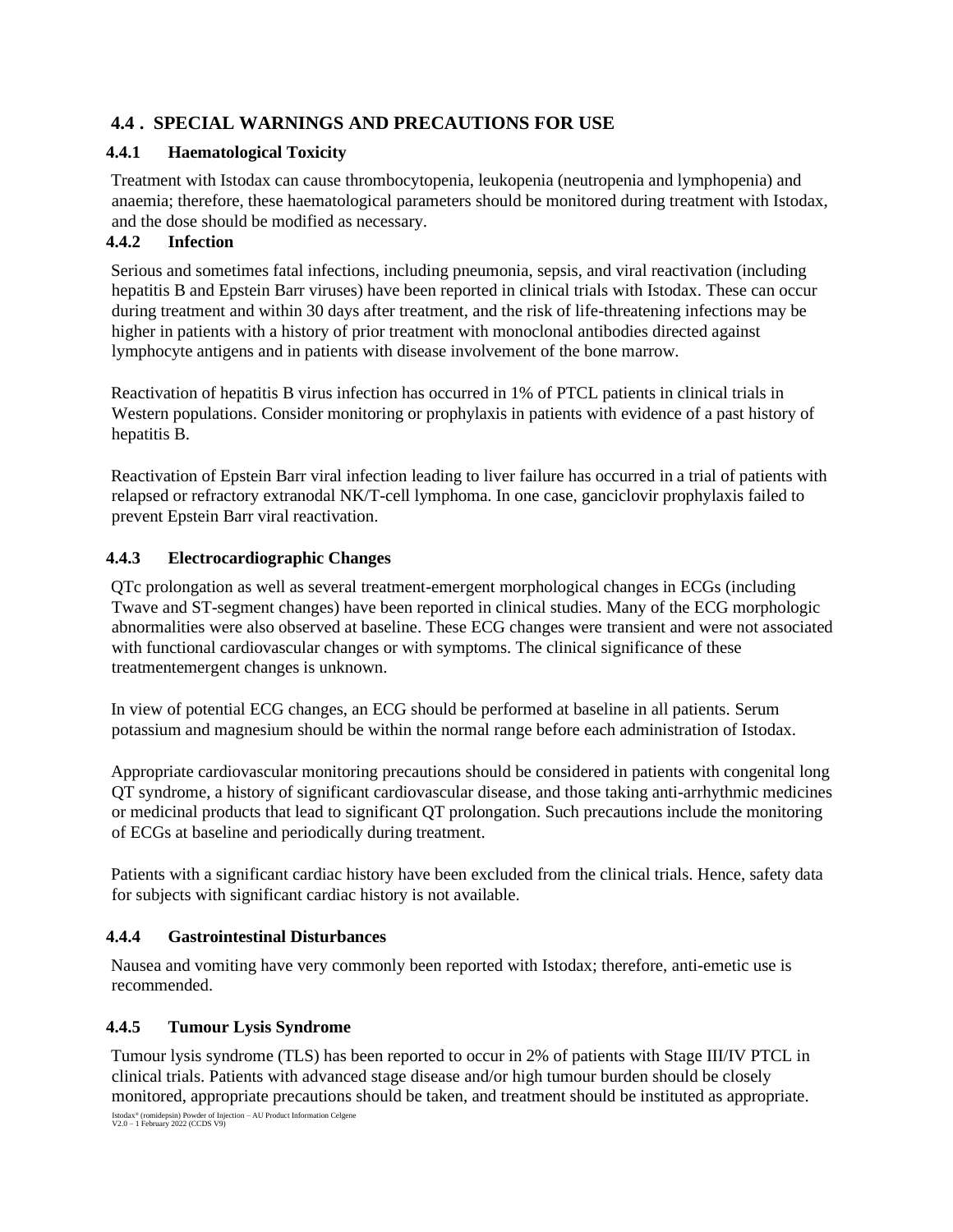## 4.4 . SPECIAL WARNINGS AND PRECAUTIONS FOR USE

### 4.4.1 Haematological Toxicity

Treatment with Istodax can cause thrombocytopenia, leukopenia (neutropenia and lymphopenia) and anaemia; therefore, these haematological parameters should be monitored during treatment with Istodax, and the dose should be modified as necessary.

### 4.4.2 Infection

Serious and sometimes fatal infections, including pneumonia, sepsis, and viral reactivation (including hepatitis B and Epstein Barr viruses) have been reported in clinical trials with Istodax. These can occur during treatment and within 30 days after treatment, and the risk of life-threatening infections may be higher in patients with a history of prior treatment with monoclonal antibodies directed against lymphocyte antigens and in patients with disease involvement of the bone marrow.

Reactivation of hepatitis B virus infection has occurred in 1% of PTCL patients in clinical trials in Western populations. Consider monitoring or prophylaxis in patients with evidence of a past history of hepatitis B.

Reactivation of Epstein Barr viral infection leading to liver failure has occurred in a trial of patients with relapsed or refractory extranodal NK/T-cell lymphoma. In one case, ganciclovir prophylaxis failed to prevent Epstein Barr viral reactivation.

### 4.4.3 Electrocardiographic Changes

QTc prolongation as well as several treatment-emergent morphological changes in ECGs (including Twave and ST-segment changes) have been reported in clinical studies. Many of the ECG morphologic abnormalities were also observed at baseline. These ECG changes were transient and were not associated with functional cardiovascular changes or with symptoms. The clinical significance of these treatmentemergent changes is unknown.

In view of potential ECG changes, an ECG should be performed at baseline in all patients. Serum potassium and magnesium should be within the normal range before each administration of Istodax.

Appropriate cardiovascular monitoring precautions should be considered in patients with congenital long QT syndrome, a history of significant cardiovascular disease, and those taking anti-arrhythmic medicines or medicinal products that lead to significant QT prolongation. Such precautions include the monitoring of ECGs at baseline and periodically during treatment.

Patients with a significant cardiac history have been excluded from the clinical trials. Hence, safety data for subjects with significant cardiac history is not available.

### 4.4.4 Gastrointestinal Disturbances

Nausea and vomiting have very commonly been reported with Istodax; therefore, anti-emetic use is recommended.

### 4.4.5 Tumour Lysis Syndrome

Tumour lysis syndrome (TLS) has been reported to occur in 2% of patients with Stage III/IV PTCL in clinical trials. Patients with advanced stage disease and/or high tumour burden should be closely monitored, appropriate precautions should be taken, and treatment should be instituted as appropriate.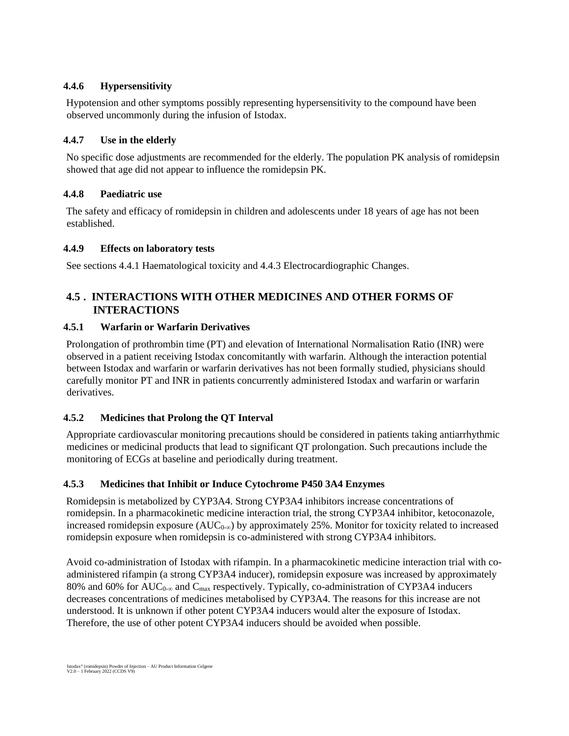### 4.4.6 Hypersensitivity

Hypotension and other symptoms possibly representing hypersensitivity to the compound have been observed uncommonly during the infusion of Istodax.

### 4.4.7 Use in the elderly

No specific dose adjustments are recommended for the elderly. The population PK analysis of romidepsin showed that age did not appear to influence the romidepsin PK.

### 4.4.8 Paediatric use

The safety and efficacy of romidepsin in children and adolescents under 18 years of age has not been established.

### 4.4.9 Effects on laboratory tests

See sections 4.4.1 Haematological toxicity and 4.4.3 Electrocardiographic Changes.

## 4.5 . INTERACTIONS WITH OTHER MEDICINES AND OTHER FORMS OF INTERACTIONS

### 4.5.1 Warfarin or Warfarin Derivatives

Prolongation of prothrombin time (PT) and elevation of International Normalisation Ratio (INR) were observed in a patient receiving Istodax concomitantly with warfarin. Although the interaction potential between Istodax and warfarin or warfarin derivatives has not been formally studied, physicians should carefully monitor PT and INR in patients concurrently administered Istodax and warfarin or warfarin derivatives.

### 4.5.2 Medicines that Prolong the QT Interval

Appropriate cardiovascular monitoring precautions should be considered in patients taking antiarrhythmic medicines or medicinal products that lead to significant QT prolongation. Such precautions include the monitoring of ECGs at baseline and periodically during treatment.

### 4.5.3 Medicines that Inhibit or Induce Cytochrome P450 3A4 Enzymes

Romidepsin is metabolized by CYP3A4. Strong CYP3A4 inhibitors increase concentrations of romidepsin. In a pharmacokinetic medicine interaction trial, the strong CYP3A4 inhibitor, ketoconazole, increased romidepsin exposure ($AUC_{0-\infty}$) by approximately 25%. Monitor for toxicity related to increased romidepsin exposure when romidepsin is co-administered with strong CYP3A4 inhibitors.

Avoid co-administration of Istodax with rifampin. In a pharmacokinetic medicine interaction trial with co-administered rifampin (a strong CYP3A4 inducer), romidepsin exposure was increased by approximately 80% and 60% for $AUC_{0-\infty}$ and $C_{max}$ respectively. Typically, co-administration of CYP3A4 inducers decreases concentrations of medicines metabolised by CYP3A4. The reasons for this increase are not understood. It is unknown if other potent CYP3A4 inducers would alter the exposure of Istodax. Therefore, the use of other potent CYP3A4 inducers should be avoided when possible.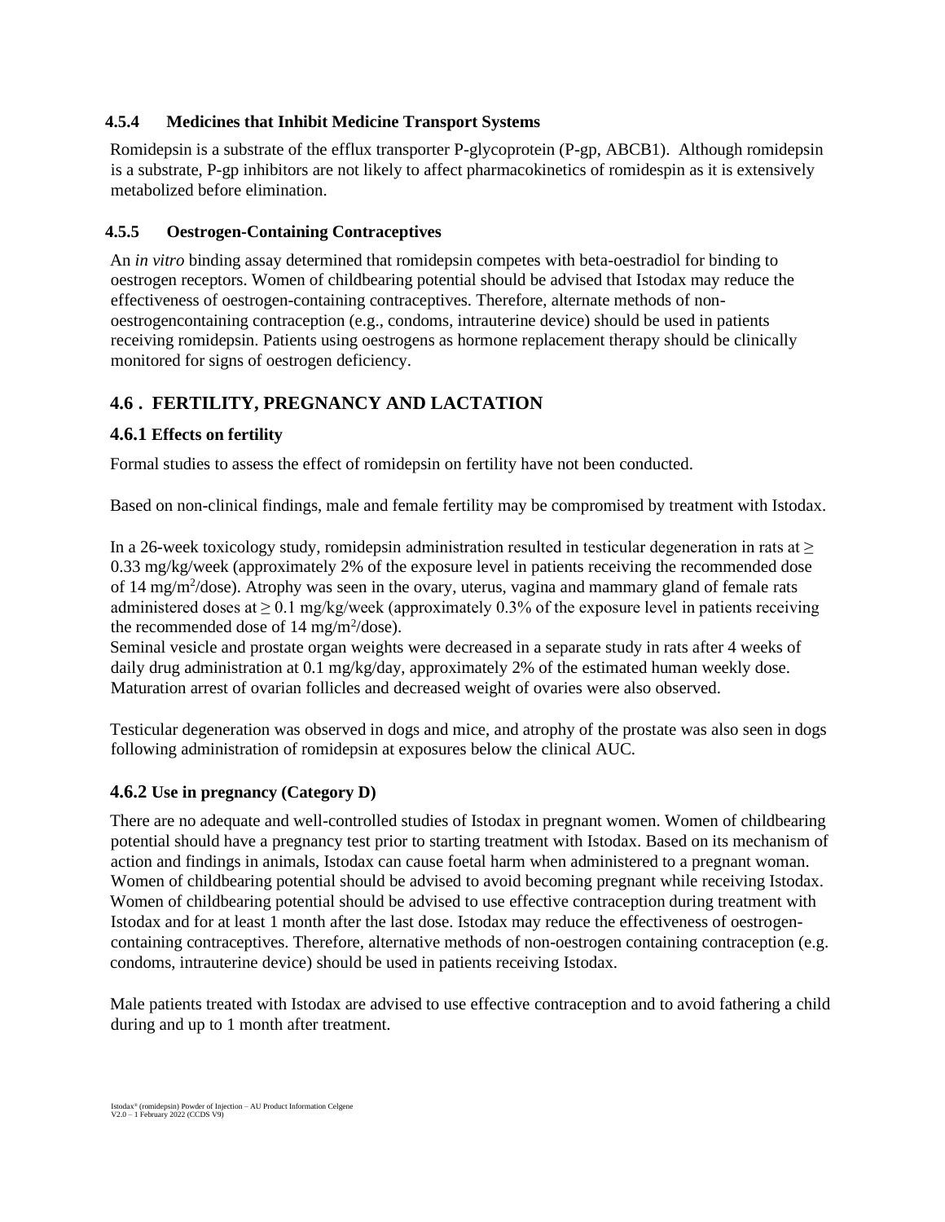### 4.5.4 Medicines that Inhibit Medicine Transport Systems

Romidepsin is a substrate of the efflux transporter P-glycoprotein (P-gp, ABCB1). Although romidepsin is a substrate, P-gp inhibitors are not likely to affect pharmacokinetics of romidepsin as it is extensively metabolized before elimination.

### 4.5.5 Oestrogen-Containing Contraceptives

An *in vitro* binding assay determined that romidepsin competes with beta-oestradiol for binding to oestrogen receptors. Women of childbearing potential should be advised that Istodax may reduce the effectiveness of oestrogen-containing contraceptives. Therefore, alternate methods of non-oestrogencontaining contraception (e.g., condoms, intrauterine device) should be used in patients receiving romidepsin. Patients using oestrogens as hormone replacement therapy should be clinically monitored for signs of oestrogen deficiency.

## 4.6 . FERTILITY, PREGNANCY AND LACTATION

### 4.6.1 Effects on fertility

Formal studies to assess the effect of romidepsin on fertility have not been conducted.

Based on non-clinical findings, male and female fertility may be compromised by treatment with Istodax.

In a 26-week toxicology study, romidepsin administration resulted in testicular degeneration in rats at ≥ 0.33 mg/kg/week (approximately 2% of the exposure level in patients receiving the recommended dose of 14 mg/m$^2$/dose). Atrophy was seen in the ovary, uterus, vagina and mammary gland of female rats administered doses at ≥ 0.1 mg/kg/week (approximately 0.3% of the exposure level in patients receiving the recommended dose of 14 mg/m$^2$/dose).
Seminal vesicle and prostate organ weights were decreased in a separate study in rats after 4 weeks of daily drug administration at 0.1 mg/kg/day, approximately 2% of the estimated human weekly dose. Maturation arrest of ovarian follicles and decreased weight of ovaries were also observed.

Testicular degeneration was observed in dogs and mice, and atrophy of the prostate was also seen in dogs following administration of romidepsin at exposures below the clinical AUC.

### 4.6.2 Use in pregnancy (Category D)

There are no adequate and well-controlled studies of Istodax in pregnant women. Women of childbearing potential should have a pregnancy test prior to starting treatment with Istodax. Based on its mechanism of action and findings in animals, Istodax can cause foetal harm when administered to a pregnant woman. Women of childbearing potential should be advised to avoid becoming pregnant while receiving Istodax. Women of childbearing potential should be advised to use effective contraception during treatment with Istodax and for at least 1 month after the last dose. Istodax may reduce the effectiveness of oestrogen-containing contraceptives. Therefore, alternative methods of non-oestrogen containing contraception (e.g. condoms, intrauterine device) should be used in patients receiving Istodax.

Male patients treated with Istodax are advised to use effective contraception and to avoid fathering a child during and up to 1 month after treatment.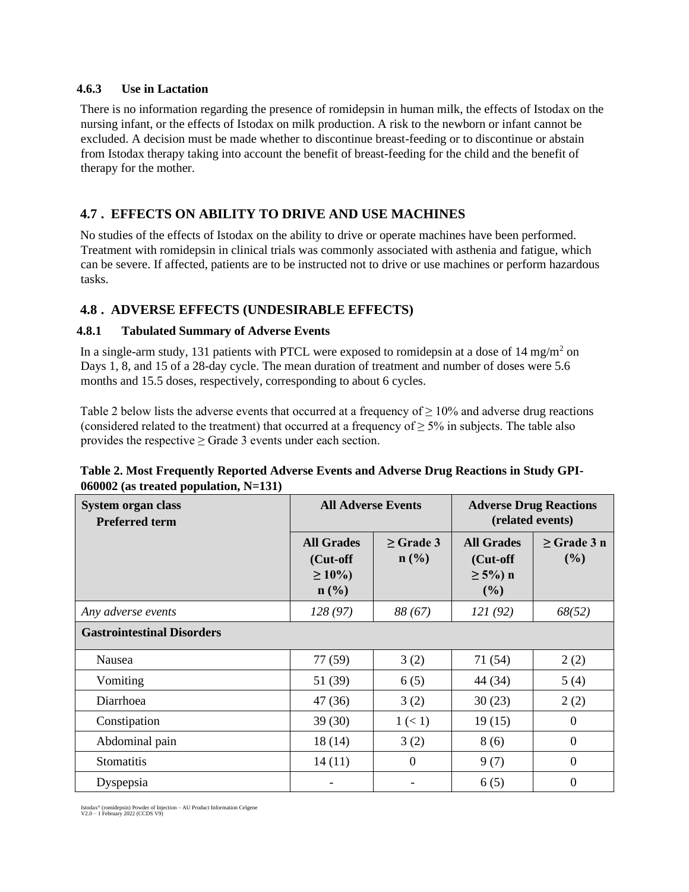### 4.6.3 Use in Lactation

There is no information regarding the presence of romidepsin in human milk, the effects of Istodax on the nursing infant, or the effects of Istodax on milk production. A risk to the newborn or infant cannot be excluded. A decision must be made whether to discontinue breast-feeding or to discontinue or abstain from Istodax therapy taking into account the benefit of breast-feeding for the child and the benefit of therapy for the mother.

## 4.7 . EFFECTS ON ABILITY TO DRIVE AND USE MACHINES

No studies of the effects of Istodax on the ability to drive or operate machines have been performed. Treatment with romidepsin in clinical trials was commonly associated with asthenia and fatigue, which can be severe. If affected, patients are to be instructed not to drive or use machines or perform hazardous tasks.

## 4.8 . ADVERSE EFFECTS (UNDESIRABLE EFFECTS)

### 4.8.1 Tabulated Summary of Adverse Events

In a single-arm study, 131 patients with PTCL were exposed to romidepsin at a dose of 14 mg/m$^2$ on Days 1, 8, and 15 of a 28-day cycle. The mean duration of treatment and number of doses were 5.6 months and 15.5 doses, respectively, corresponding to about 6 cycles.

Table 2 below lists the adverse events that occurred at a frequency of ≥ 10% and adverse drug reactions (considered related to the treatment) that occurred at a frequency of ≥ 5% in subjects. The table also provides the respective ≥ Grade 3 events under each section.

**Table 2. Most Frequently Reported Adverse Events and Adverse Drug Reactions in Study GPI-060002 (as treated population, N=131)**

| System organ class<br>Preferred term | All Adverse Events | | Adverse Drug Reactions (related events) | |
|---|---|---|---|---|
| | All Grades (Cut-off ≥ 10%) n (%) | ≥ Grade 3 n (%) | All Grades (Cut-off ≥ 5%) n (%) | ≥ Grade 3 n (%) |
| *Any adverse events* | *128 (97)* | *88 (67)* | *121 (92)* | *68(52)* |
| **Gastrointestinal Disorders** | | | | |
| Nausea | 77 (59) | 3 (2) | 71 (54) | 2 (2) |
| Vomiting | 51 (39) | 6 (5) | 44 (34) | 5 (4) |
| Diarrhoea | 47 (36) | 3 (2) | 30 (23) | 2 (2) |
| Constipation | 39 (30) | 1 (< 1) | 19 (15) | 0 |
| Abdominal pain | 18 (14) | 3 (2) | 8 (6) | 0 |
| Stomatitis | 14 (11) | 0 | 9 (7) | 0 |
| Dyspepsia | - | - | 6 (5) | 0 |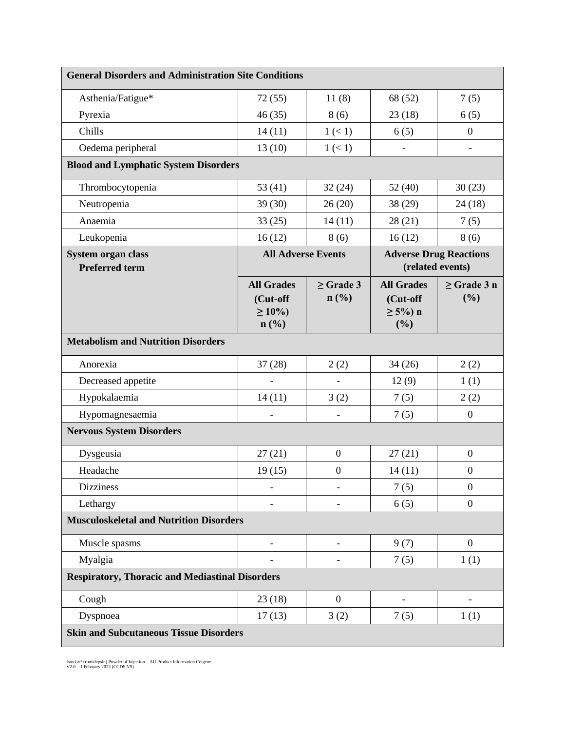| General Disorders and Administration Site Conditions | | | | |
|---|---|---|---|---|
| Asthenia/Fatigue* | 72 (55) | 11 (8) | 68 (52) | 7 (5) |
| Pyrexia | 46 (35) | 8 (6) | 23 (18) | 6 (5) |
| Chills | 14 (11) | 1 (< 1) | 6 (5) | 0 |
| Oedema peripheral | 13 (10) | 1 (< 1) | - | - |
| **Blood and Lymphatic System Disorders** | | | | |
| Thrombocytopenia | 53 (41) | 32 (24) | 52 (40) | 30 (23) |
| Neutropenia | 39 (30) | 26 (20) | 38 (29) | 24 (18) |
| Anaemia | 33 (25) | 14 (11) | 28 (21) | 7 (5) |
| Leukopenia | 16 (12) | 8 (6) | 16 (12) | 8 (6) |
| **System organ class Preferred term** | **All Adverse Events** | | **Adverse Drug Reactions (related events)** | |
| | **All Grades (Cut-off ≥ 10%) n (%)** | **≥ Grade 3 n (%)** | **All Grades (Cut-off ≥ 5%) n (%)** | **≥ Grade 3 n (%)** |
| **Metabolism and Nutrition Disorders** | | | | |
| Anorexia | 37 (28) | 2 (2) | 34 (26) | 2 (2) |
| Decreased appetite | - | - | 12 (9) | 1 (1) |
| Hypokalaemia | 14 (11) | 3 (2) | 7 (5) | 2 (2) |
| Hypomagnesaemia | - | - | 7 (5) | 0 |
| **Nervous System Disorders** | | | | |
| Dysgeusia | 27 (21) | 0 | 27 (21) | 0 |
| Headache | 19 (15) | 0 | 14 (11) | 0 |
| Dizziness | - | - | 7 (5) | 0 |
| Lethargy | - | - | 6 (5) | 0 |
| **Musculoskeletal and Nutrition Disorders** | | | | |
| Muscle spasms | - | - | 9 (7) | 0 |
| Myalgia | - | - | 7 (5) | 1 (1) |
| **Respiratory, Thoracic and Mediastinal Disorders** | | | | |
| Cough | 23 (18) | 0 | - | - |
| Dyspnoea | 17 (13) | 3 (2) | 7 (5) | 1 (1) |
| **Skin and Subcutaneous Tissue Disorders** | | | | |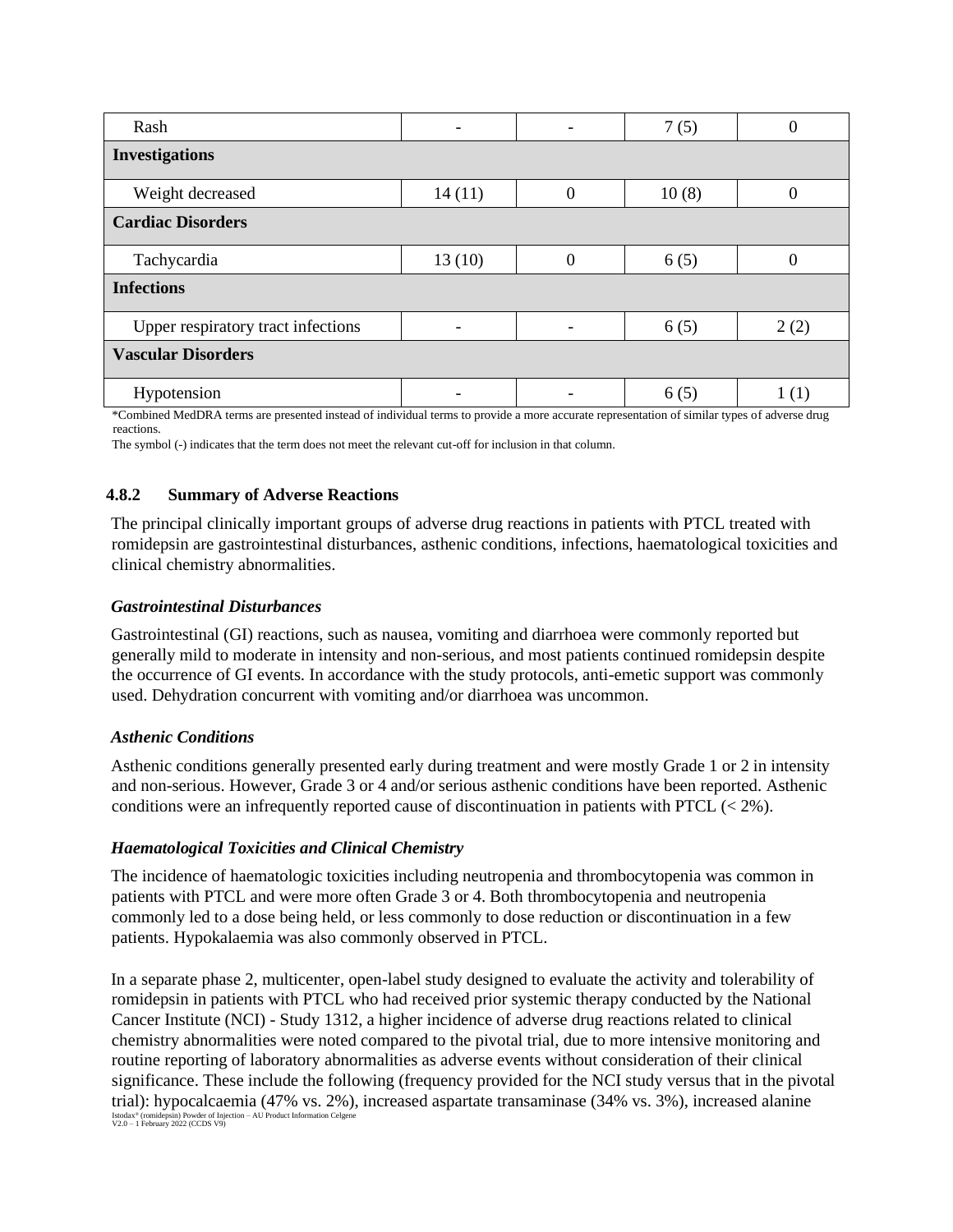| Rash | - | - | 7 (5) | 0 |
|---|---|---|---|---|
| **Investigations** | | | | |
| Weight decreased | 14 (11) | 0 | 10 (8) | 0 |
| **Cardiac Disorders** | | | | |
| Tachycardia | 13 (10) | 0 | 6 (5) | 0 |
| **Infections** | | | | |
| Upper respiratory tract infections | - | - | 6 (5) | 2 (2) |
| **Vascular Disorders** | | | | |
| Hypotension | - | - | 6 (5) | 1 (1) |

*Combined MedDRA terms are presented instead of individual terms to provide a more accurate representation of similar types of adverse drug reactions.

The symbol (-) indicates that the term does not meet the relevant cut-off for inclusion in that column.

### 4.8.2 Summary of Adverse Reactions

The principal clinically important groups of adverse drug reactions in patients with PTCL treated with romidepsin are gastrointestinal disturbances, asthenic conditions, infections, haematological toxicities and clinical chemistry abnormalities.

#### *Gastrointestinal Disturbances*

Gastrointestinal (GI) reactions, such as nausea, vomiting and diarrhoea were commonly reported but generally mild to moderate in intensity and non-serious, and most patients continued romidepsin despite the occurrence of GI events. In accordance with the study protocols, anti-emetic support was commonly used. Dehydration concurrent with vomiting and/or diarrhoea was uncommon.

#### *Asthenic Conditions*

Asthenic conditions generally presented early during treatment and were mostly Grade 1 or 2 in intensity and non-serious. However, Grade 3 or 4 and/or serious asthenic conditions have been reported. Asthenic conditions were an infrequently reported cause of discontinuation in patients with PTCL (< 2%).

#### *Haematological Toxicities and Clinical Chemistry*

The incidence of haematologic toxicities including neutropenia and thrombocytopenia was common in patients with PTCL and were more often Grade 3 or 4. Both thrombocytopenia and neutropenia commonly led to a dose being held, or less commonly to dose reduction or discontinuation in a few patients. Hypokalaemia was also commonly observed in PTCL.

In a separate phase 2, multicenter, open-label study designed to evaluate the activity and tolerability of romidepsin in patients with PTCL who had received prior systemic therapy conducted by the National Cancer Institute (NCI) - Study 1312, a higher incidence of adverse drug reactions related to clinical chemistry abnormalities were noted compared to the pivotal trial, due to more intensive monitoring and routine reporting of laboratory abnormalities as adverse events without consideration of their clinical significance. These include the following (frequency provided for the NCI study versus that in the pivotal trial): hypocalcaemia (47% vs. 2%), increased aspartate transaminase (34% vs. 3%), increased alanine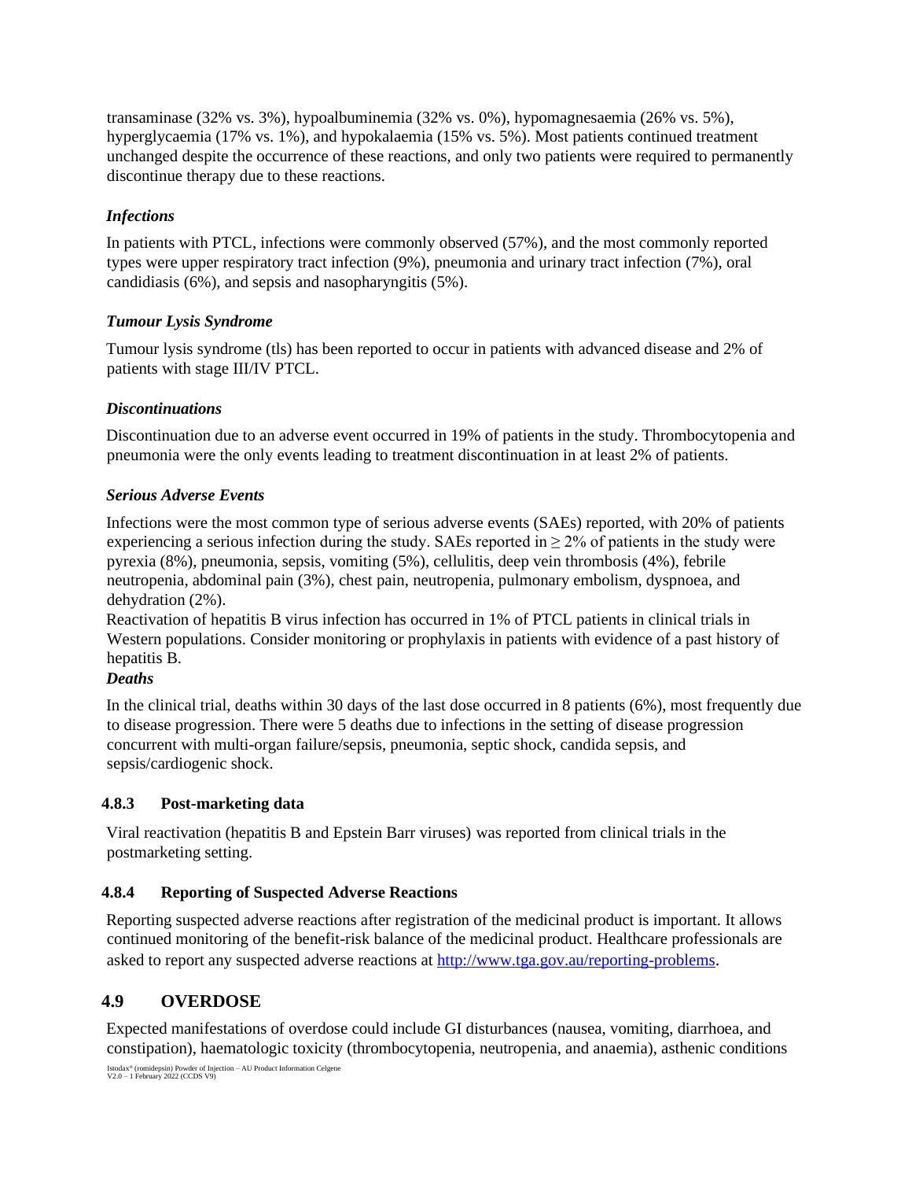transaminase (32% vs. 3%), hypoalbuminemia (32% vs. 0%), hypomagnesaemia (26% vs. 5%), hyperglycaemia (17% vs. 1%), and hypokalaemia (15% vs. 5%). Most patients continued treatment unchanged despite the occurrence of these reactions, and only two patients were required to permanently discontinue therapy due to these reactions.

***Infections***

In patients with PTCL, infections were commonly observed (57%), and the most commonly reported types were upper respiratory tract infection (9%), pneumonia and urinary tract infection (7%), oral candidiasis (6%), and sepsis and nasopharyngitis (5%).

***Tumour Lysis Syndrome***

Tumour lysis syndrome (tls) has been reported to occur in patients with advanced disease and 2% of patients with stage III/IV PTCL.

***Discontinuations***

Discontinuation due to an adverse event occurred in 19% of patients in the study. Thrombocytopenia and pneumonia were the only events leading to treatment discontinuation in at least 2% of patients.

***Serious Adverse Events***

Infections were the most common type of serious adverse events (SAEs) reported, with 20% of patients experiencing a serious infection during the study. SAEs reported in ≥ 2% of patients in the study were pyrexia (8%), pneumonia, sepsis, vomiting (5%), cellulitis, deep vein thrombosis (4%), febrile neutropenia, abdominal pain (3%), chest pain, neutropenia, pulmonary embolism, dyspnoea, and dehydration (2%).

Reactivation of hepatitis B virus infection has occurred in 1% of PTCL patients in clinical trials in Western populations. Consider monitoring or prophylaxis in patients with evidence of a past history of hepatitis B.

***Deaths***

In the clinical trial, deaths within 30 days of the last dose occurred in 8 patients (6%), most frequently due to disease progression. There were 5 deaths due to infections in the setting of disease progression concurrent with multi-organ failure/sepsis, pneumonia, septic shock, candida sepsis, and sepsis/cardiogenic shock.

### 4.8.3 Post-marketing data

Viral reactivation (hepatitis B and Epstein Barr viruses) was reported from clinical trials in the postmarketing setting.

### 4.8.4 Reporting of Suspected Adverse Reactions

Reporting suspected adverse reactions after registration of the medicinal product is important. It allows continued monitoring of the benefit-risk balance of the medicinal product. Healthcare professionals are asked to report any suspected adverse reactions at http://www.tga.gov.au/reporting-problems.

## 4.9 OVERDOSE

Expected manifestations of overdose could include GI disturbances (nausea, vomiting, diarrhoea, and constipation), haematologic toxicity (thrombocytopenia, neutropenia, and anaemia), asthenic conditions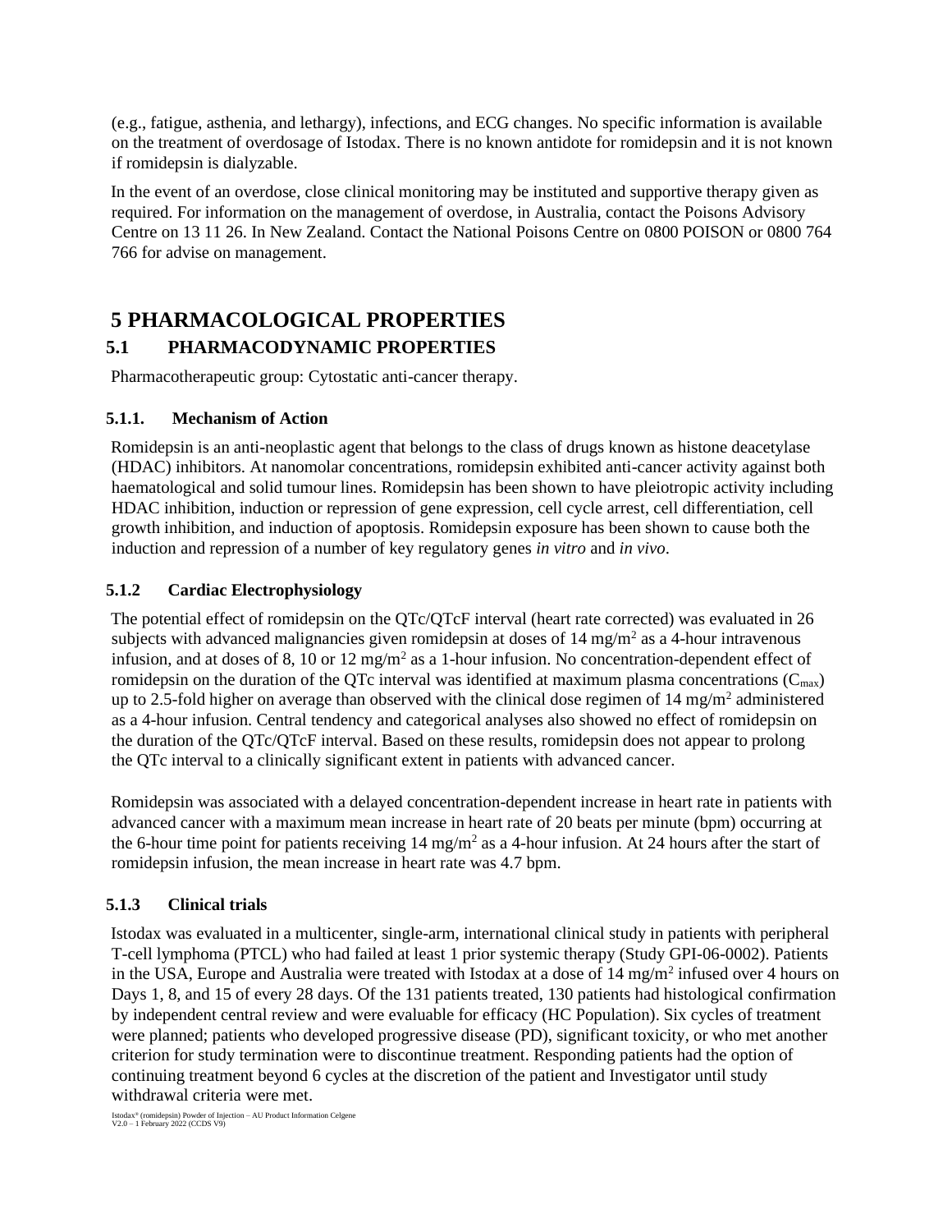(e.g., fatigue, asthenia, and lethargy), infections, and ECG changes. No specific information is available on the treatment of overdosage of Istodax. There is no known antidote for romidepsin and it is not known if romidepsin is dialyzable.

In the event of an overdose, close clinical monitoring may be instituted and supportive therapy given as required. For information on the management of overdose, in Australia, contact the Poisons Advisory Centre on 13 11 26. In New Zealand. Contact the National Poisons Centre on 0800 POISON or 0800 764 766 for advise on management.

# 5 PHARMACOLOGICAL PROPERTIES

## 5.1 PHARMACODYNAMIC PROPERTIES

Pharmacotherapeutic group: Cytostatic anti-cancer therapy.

### 5.1.1. Mechanism of Action

Romidepsin is an anti-neoplastic agent that belongs to the class of drugs known as histone deacetylase (HDAC) inhibitors. At nanomolar concentrations, romidepsin exhibited anti-cancer activity against both haematological and solid tumour lines. Romidepsin has been shown to have pleiotropic activity including HDAC inhibition, induction or repression of gene expression, cell cycle arrest, cell differentiation, cell growth inhibition, and induction of apoptosis. Romidepsin exposure has been shown to cause both the induction and repression of a number of key regulatory genes *in vitro* and *in vivo*.

### 5.1.2 Cardiac Electrophysiology

The potential effect of romidepsin on the QTc/QTcF interval (heart rate corrected) was evaluated in 26 subjects with advanced malignancies given romidepsin at doses of 14 mg/m$^2$ as a 4-hour intravenous infusion, and at doses of 8, 10 or 12 mg/m$^2$ as a 1-hour infusion. No concentration-dependent effect of romidepsin on the duration of the QTc interval was identified at maximum plasma concentrations ($C_{max}$) up to 2.5-fold higher on average than observed with the clinical dose regimen of 14 mg/m$^2$ administered as a 4-hour infusion. Central tendency and categorical analyses also showed no effect of romidepsin on the duration of the QTc/QTcF interval. Based on these results, romidepsin does not appear to prolong the QTc interval to a clinically significant extent in patients with advanced cancer.

Romidepsin was associated with a delayed concentration-dependent increase in heart rate in patients with advanced cancer with a maximum mean increase in heart rate of 20 beats per minute (bpm) occurring at the 6-hour time point for patients receiving 14 mg/m$^2$ as a 4-hour infusion. At 24 hours after the start of romidepsin infusion, the mean increase in heart rate was 4.7 bpm.

### 5.1.3 Clinical trials

Istodax was evaluated in a multicenter, single-arm, international clinical study in patients with peripheral T-cell lymphoma (PTCL) who had failed at least 1 prior systemic therapy (Study GPI-06-0002). Patients in the USA, Europe and Australia were treated with Istodax at a dose of 14 mg/m$^2$ infused over 4 hours on Days 1, 8, and 15 of every 28 days. Of the 131 patients treated, 130 patients had histological confirmation by independent central review and were evaluable for efficacy (HC Population). Six cycles of treatment were planned; patients who developed progressive disease (PD), significant toxicity, or who met another criterion for study termination were to discontinue treatment. Responding patients had the option of continuing treatment beyond 6 cycles at the discretion of the patient and Investigator until study withdrawal criteria were met.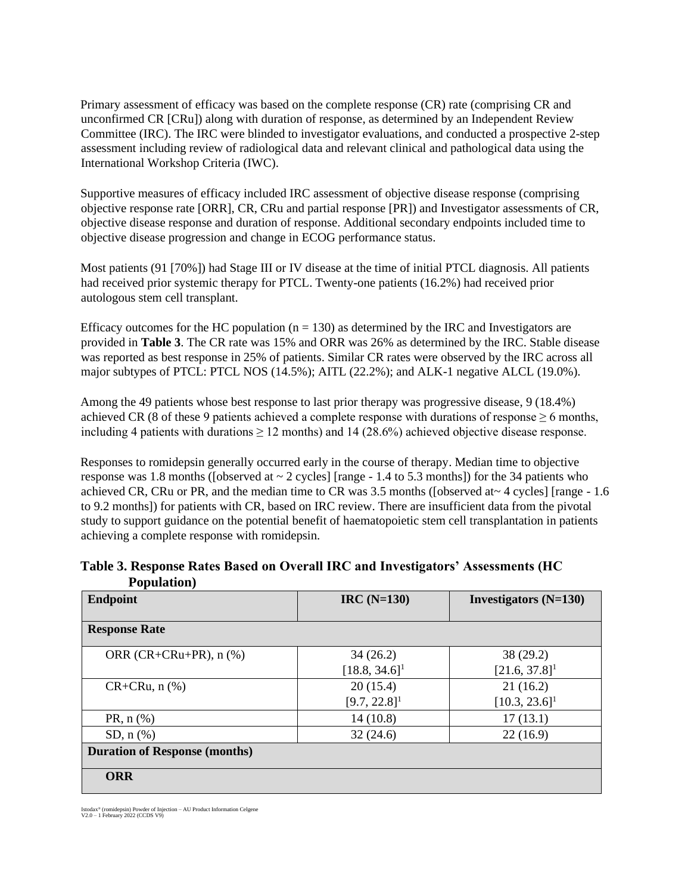Primary assessment of efficacy was based on the complete response (CR) rate (comprising CR and unconfirmed CR [CRu]) along with duration of response, as determined by an Independent Review Committee (IRC). The IRC were blinded to investigator evaluations, and conducted a prospective 2-step assessment including review of radiological data and relevant clinical and pathological data using the International Workshop Criteria (IWC).

Supportive measures of efficacy included IRC assessment of objective disease response (comprising objective response rate [ORR], CR, CRu and partial response [PR]) and Investigator assessments of CR, objective disease response and duration of response. Additional secondary endpoints included time to objective disease progression and change in ECOG performance status.

Most patients (91 [70%]) had Stage III or IV disease at the time of initial PTCL diagnosis. All patients had received prior systemic therapy for PTCL. Twenty-one patients (16.2%) had received prior autologous stem cell transplant.

Efficacy outcomes for the HC population (n = 130) as determined by the IRC and Investigators are provided in **Table 3**. The CR rate was 15% and ORR was 26% as determined by the IRC. Stable disease was reported as best response in 25% of patients. Similar CR rates were observed by the IRC across all major subtypes of PTCL: PTCL NOS (14.5%); AITL (22.2%); and ALK-1 negative ALCL (19.0%).

Among the 49 patients whose best response to last prior therapy was progressive disease, 9 (18.4%) achieved CR (8 of these 9 patients achieved a complete response with durations of response ≥ 6 months, including 4 patients with durations ≥ 12 months) and 14 (28.6%) achieved objective disease response.

Responses to romidepsin generally occurred early in the course of therapy. Median time to objective response was 1.8 months ([observed at ~ 2 cycles] [range - 1.4 to 5.3 months]) for the 34 patients who achieved CR, CRu or PR, and the median time to CR was 3.5 months ([observed at~ 4 cycles] [range - 1.6 to 9.2 months]) for patients with CR, based on IRC review. There are insufficient data from the pivotal study to support guidance on the potential benefit of haematopoietic stem cell transplantation in patients achieving a complete response with romidepsin.

**Table 3. Response Rates Based on Overall IRC and Investigators' Assessments (HC Population)**

| Endpoint | IRC (N=130) | Investigators (N=130) |
|---|---|---|
| **Response Rate** | | |
| ORR (CR+CRu+PR), n (%) | 34 (26.2) [18.8, 34.6][1] | 38 (29.2) [21.6, 37.8][1] |
| CR+CRu, n (%) | 20 (15.4) [9.7, 22.8][1] | 21 (16.2) [10.3, 23.6][1] |
| PR, n (%) | 14 (10.8) | 17 (13.1) |
| SD, n (%) | 32 (24.6) | 22 (16.9) |
| **Duration of Response (months)** | | |
| **ORR** | | |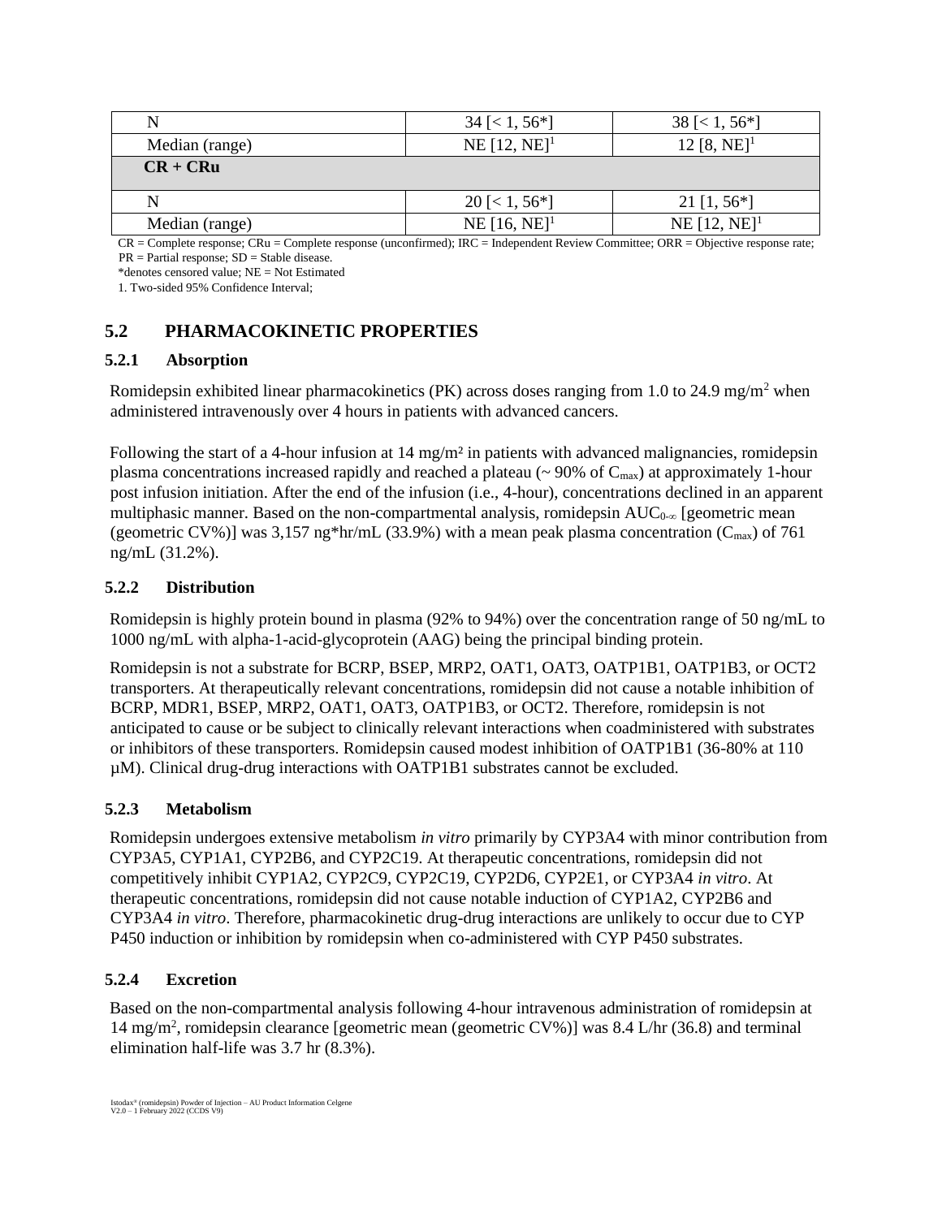| | | |
|---|---|---|
| N | 34 [< 1, 56*] | 38 [< 1, 56*] |
| Median (range) | NE [12, NE][1] | 12 [8, NE][1] |
| **CR + CRu** | | |
| N | 20 [< 1, 56*] | 21 [1, 56*] |
| Median (range) | NE [16, NE][1] | NE [12, NE][1] |

CR = Complete response; CRu = Complete response (unconfirmed); IRC = Independent Review Committee; ORR = Objective response rate; PR = Partial response; SD = Stable disease.

*denotes censored value; NE = Not Estimated

1. Two-sided 95% Confidence Interval;

## 5.2 PHARMACOKINETIC PROPERTIES

### 5.2.1 Absorption

Romidepsin exhibited linear pharmacokinetics (PK) across doses ranging from 1.0 to 24.9 mg/m$^2$ when administered intravenously over 4 hours in patients with advanced cancers.

Following the start of a 4-hour infusion at 14 mg/m$^2$ in patients with advanced malignancies, romidepsin plasma concentrations increased rapidly and reached a plateau (~ 90% of $C_{max}$) at approximately 1-hour post infusion initiation. After the end of the infusion (i.e., 4-hour), concentrations declined in an apparent multiphasic manner. Based on the non-compartmental analysis, romidepsin $AUC_{0-\infty}$ [geometric mean (geometric CV%)] was 3,157 ng*hr/mL (33.9%) with a mean peak plasma concentration ($C_{max}$) of 761 ng/mL (31.2%).

### 5.2.2 Distribution

Romidepsin is highly protein bound in plasma (92% to 94%) over the concentration range of 50 ng/mL to 1000 ng/mL with alpha-1-acid-glycoprotein (AAG) being the principal binding protein.

Romidepsin is not a substrate for BCRP, BSEP, MRP2, OAT1, OAT3, OATP1B1, OATP1B3, or OCT2 transporters. At therapeutically relevant concentrations, romidepsin did not cause a notable inhibition of BCRP, MDR1, BSEP, MRP2, OAT1, OAT3, OATP1B3, or OCT2. Therefore, romidepsin is not anticipated to cause or be subject to clinically relevant interactions when coadministered with substrates or inhibitors of these transporters. Romidepsin caused modest inhibition of OATP1B1 (36-80% at 110 µM). Clinical drug-drug interactions with OATP1B1 substrates cannot be excluded.

### 5.2.3 Metabolism

Romidepsin undergoes extensive metabolism *in vitro* primarily by CYP3A4 with minor contribution from CYP3A5, CYP1A1, CYP2B6, and CYP2C19. At therapeutic concentrations, romidepsin did not competitively inhibit CYP1A2, CYP2C9, CYP2C19, CYP2D6, CYP2E1, or CYP3A4 *in vitro*. At therapeutic concentrations, romidepsin did not cause notable induction of CYP1A2, CYP2B6 and CYP3A4 *in vitro*. Therefore, pharmacokinetic drug-drug interactions are unlikely to occur due to CYP P450 induction or inhibition by romidepsin when co-administered with CYP P450 substrates.

### 5.2.4 Excretion

Based on the non-compartmental analysis following 4-hour intravenous administration of romidepsin at 14 mg/m$^2$, romidepsin clearance [geometric mean (geometric CV%)] was 8.4 L/hr (36.8) and terminal elimination half-life was 3.7 hr (8.3%).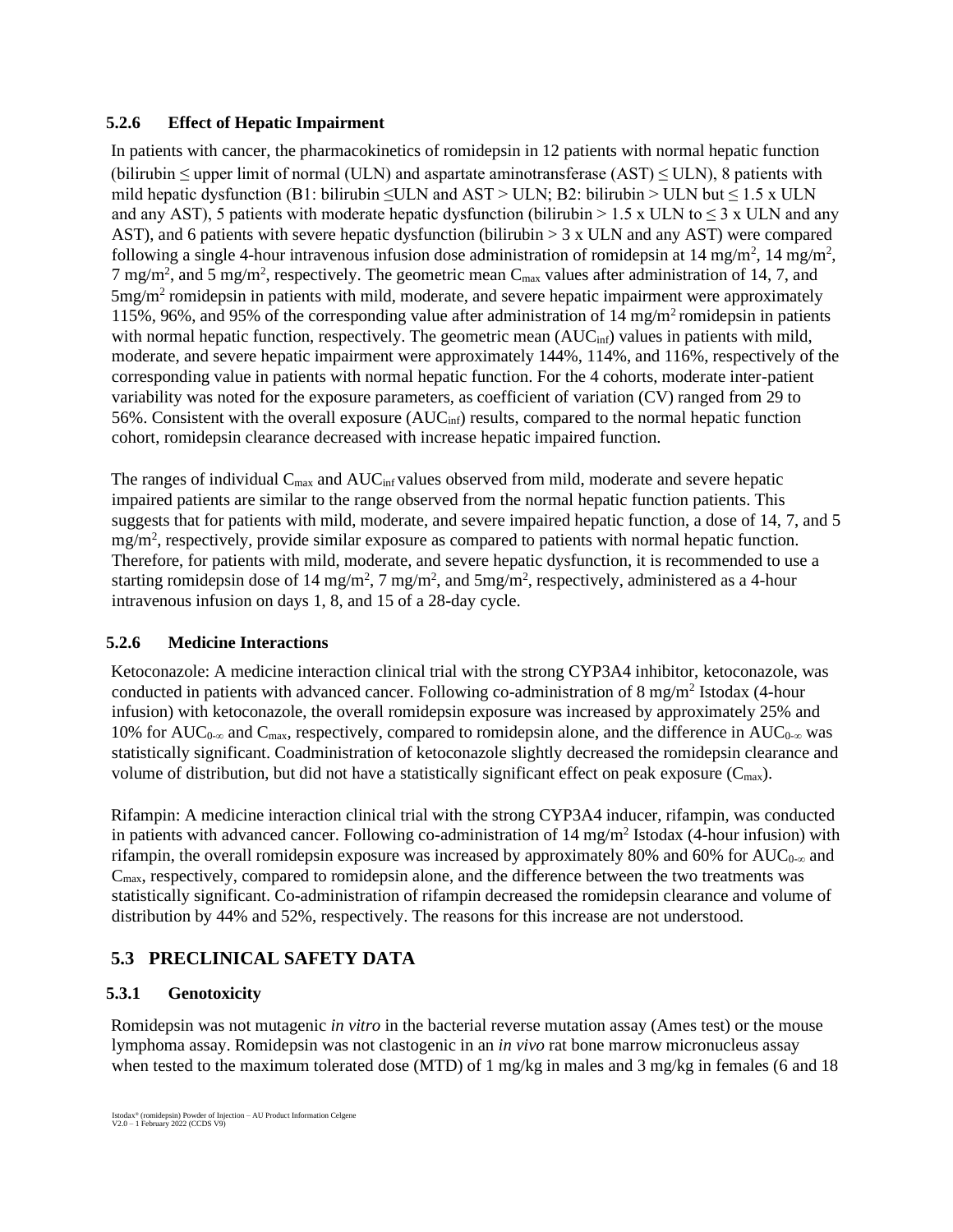### 5.2.6 Effect of Hepatic Impairment

In patients with cancer, the pharmacokinetics of romidepsin in 12 patients with normal hepatic function (bilirubin ≤ upper limit of normal (ULN) and aspartate aminotransferase (AST) ≤ ULN), 8 patients with mild hepatic dysfunction (B1: bilirubin ≤ULN and AST > ULN; B2: bilirubin > ULN but ≤ 1.5 x ULN and any AST), 5 patients with moderate hepatic dysfunction (bilirubin > 1.5 x ULN to ≤ 3 x ULN and any AST), and 6 patients with severe hepatic dysfunction (bilirubin > 3 x ULN and any AST) were compared following a single 4-hour intravenous infusion dose administration of romidepsin at 14 mg/m$^2$, 14 mg/m$^2$, 7 mg/m$^2$, and 5 mg/m$^2$, respectively. The geometric mean $C_{max}$ values after administration of 14, 7, and 5mg/m$^2$ romidepsin in patients with mild, moderate, and severe hepatic impairment were approximately 115%, 96%, and 95% of the corresponding value after administration of 14 mg/m$^2$ romidepsin in patients with normal hepatic function, respectively. The geometric mean ($AUC_{inf}$) values in patients with mild, moderate, and severe hepatic impairment were approximately 144%, 114%, and 116%, respectively of the corresponding value in patients with normal hepatic function. For the 4 cohorts, moderate inter-patient variability was noted for the exposure parameters, as coefficient of variation (CV) ranged from 29 to 56%. Consistent with the overall exposure ($AUC_{inf}$) results, compared to the normal hepatic function cohort, romidepsin clearance decreased with increase hepatic impaired function.

The ranges of individual $C_{max}$ and $AUC_{inf}$ values observed from mild, moderate and severe hepatic impaired patients are similar to the range observed from the normal hepatic function patients. This suggests that for patients with mild, moderate, and severe impaired hepatic function, a dose of 14, 7, and 5 mg/m$^2$, respectively, provide similar exposure as compared to patients with normal hepatic function. Therefore, for patients with mild, moderate, and severe hepatic dysfunction, it is recommended to use a starting romidepsin dose of 14 mg/m$^2$, 7 mg/m$^2$, and 5mg/m$^2$, respectively, administered as a 4-hour intravenous infusion on days 1, 8, and 15 of a 28-day cycle.

### 5.2.6 Medicine Interactions

Ketoconazole: A medicine interaction clinical trial with the strong CYP3A4 inhibitor, ketoconazole, was conducted in patients with advanced cancer. Following co-administration of 8 mg/m$^2$ Istodax (4-hour infusion) with ketoconazole, the overall romidepsin exposure was increased by approximately 25% and 10% for $AUC_{0-\infty}$ and $C_{max}$, respectively, compared to romidepsin alone, and the difference in $AUC_{0-\infty}$ was statistically significant. Coadministration of ketoconazole slightly decreased the romidepsin clearance and volume of distribution, but did not have a statistically significant effect on peak exposure ($C_{max}$).

Rifampin: A medicine interaction clinical trial with the strong CYP3A4 inducer, rifampin, was conducted in patients with advanced cancer. Following co-administration of 14 mg/m$^2$ Istodax (4-hour infusion) with rifampin, the overall romidepsin exposure was increased by approximately 80% and 60% for $AUC_{0-\infty}$ and $C_{max}$, respectively, compared to romidepsin alone, and the difference between the two treatments was statistically significant. Co-administration of rifampin decreased the romidepsin clearance and volume of distribution by 44% and 52%, respectively. The reasons for this increase are not understood.

## 5.3 PRECLINICAL SAFETY DATA

### 5.3.1 Genotoxicity

Romidepsin was not mutagenic *in vitro* in the bacterial reverse mutation assay (Ames test) or the mouse lymphoma assay. Romidepsin was not clastogenic in an *in vivo* rat bone marrow micronucleus assay when tested to the maximum tolerated dose (MTD) of 1 mg/kg in males and 3 mg/kg in females (6 and 18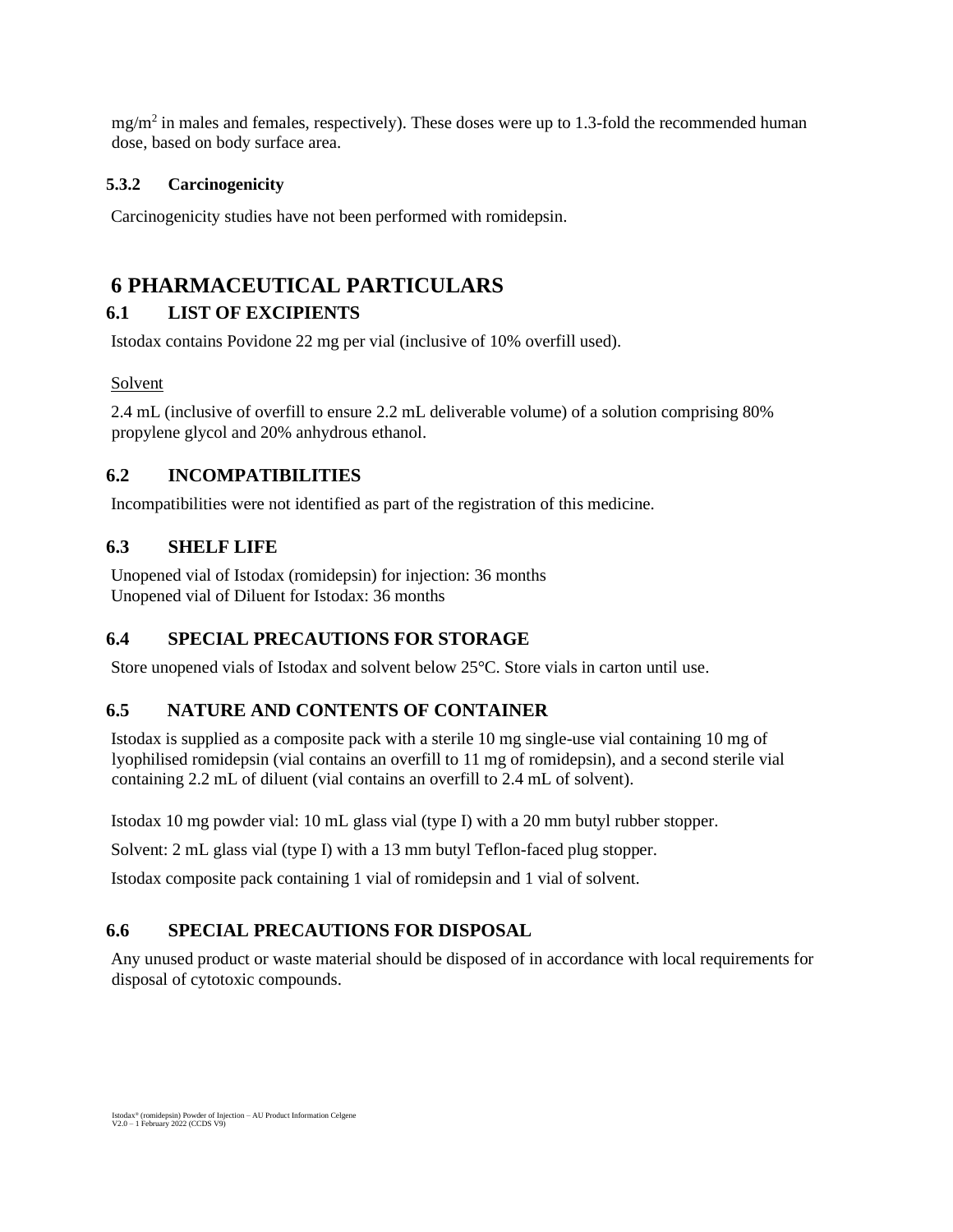$mg/m^2$ in males and females, respectively). These doses were up to 1.3-fold the recommended human dose, based on body surface area.

### 5.3.2 Carcinogenicity

Carcinogenicity studies have not been performed with romidepsin.

# 6 PHARMACEUTICAL PARTICULARS

## 6.1 LIST OF EXCIPIENTS

Istodax contains Povidone 22 mg per vial (inclusive of 10% overfill used).

Solvent

2.4 mL (inclusive of overfill to ensure 2.2 mL deliverable volume) of a solution comprising 80% propylene glycol and 20% anhydrous ethanol.

## 6.2 INCOMPATIBILITIES

Incompatibilities were not identified as part of the registration of this medicine.

## 6.3 SHELF LIFE

Unopened vial of Istodax (romidepsin) for injection: 36 months
Unopened vial of Diluent for Istodax: 36 months

## 6.4 SPECIAL PRECAUTIONS FOR STORAGE

Store unopened vials of Istodax and solvent below 25°C. Store vials in carton until use.

## 6.5 NATURE AND CONTENTS OF CONTAINER

Istodax is supplied as a composite pack with a sterile 10 mg single-use vial containing 10 mg of lyophilised romidepsin (vial contains an overfill to 11 mg of romidepsin), and a second sterile vial containing 2.2 mL of diluent (vial contains an overfill to 2.4 mL of solvent).

Istodax 10 mg powder vial: 10 mL glass vial (type I) with a 20 mm butyl rubber stopper.

Solvent: 2 mL glass vial (type I) with a 13 mm butyl Teflon-faced plug stopper.

Istodax composite pack containing 1 vial of romidepsin and 1 vial of solvent.

## 6.6 SPECIAL PRECAUTIONS FOR DISPOSAL

Any unused product or waste material should be disposed of in accordance with local requirements for disposal of cytotoxic compounds.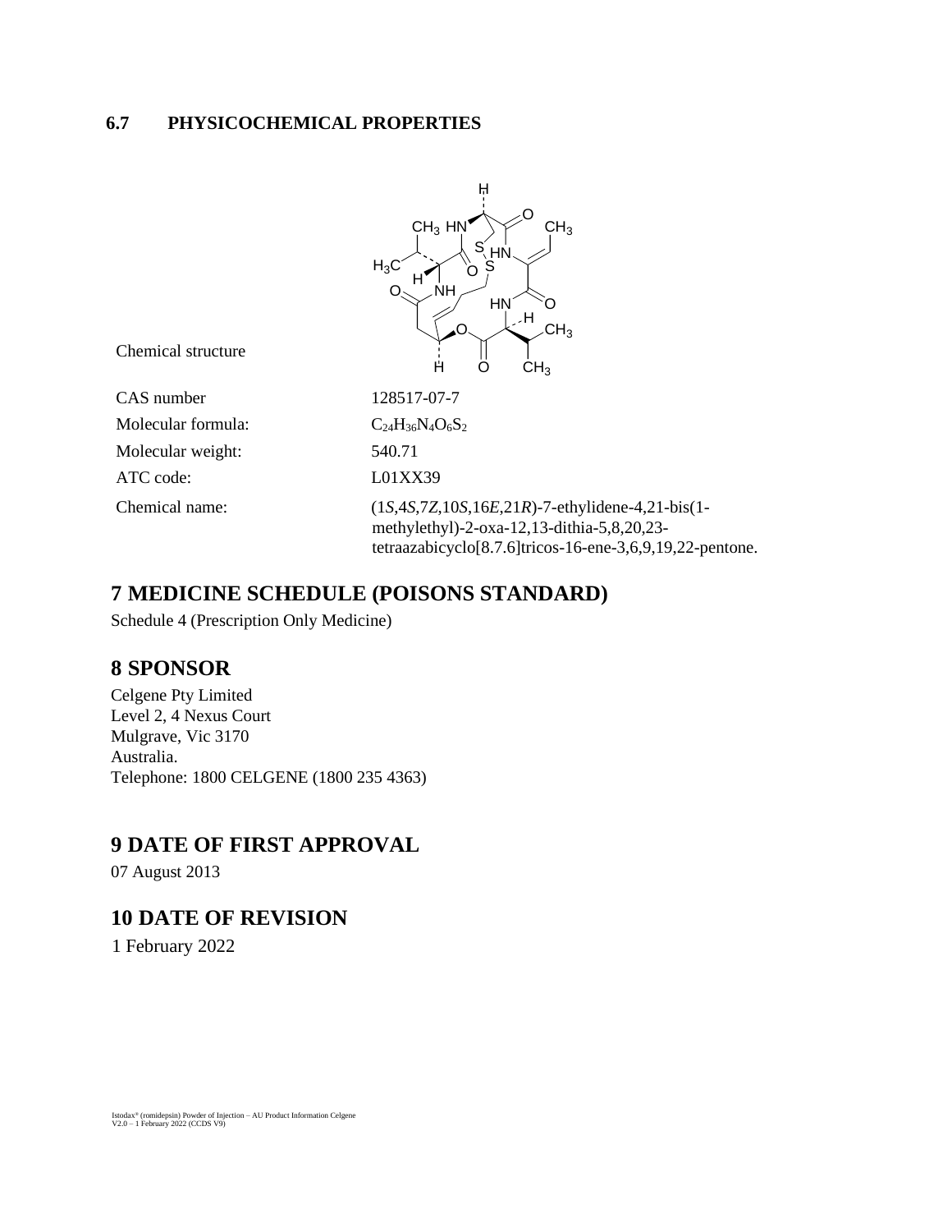### 6.7 PHYSICOCHEMICAL PROPERTIES

| | |
|---|---|
| Chemical structure | |
| CAS number | 128517-07-7 |
| Molecular formula: | $C_{24}H_{36}N_4O_6S_2$ |
| Molecular weight: | 540.71 |
| ATC code: | L01XX39 |
| Chemical name: | (1*S*,4*S*,7*Z*,10*S*,16*E*,21*R*)-7-ethylidene-4,21-bis(1-methylethyl)-2-oxa-12,13-dithia-5,8,20,23-tetraazabicyclo[8.7.6]tricos-16-ene-3,6,9,19,22-pentone. |

# 7 MEDICINE SCHEDULE (POISONS STANDARD)

Schedule 4 (Prescription Only Medicine)

# 8 SPONSOR

Celgene Pty Limited
Level 2, 4 Nexus Court
Mulgrave, Vic 3170
Australia.
Telephone: 1800 CELGENE (1800 235 4363)

# 9 DATE OF FIRST APPROVAL

07 August 2013

# 10 DATE OF REVISION

1 February 2022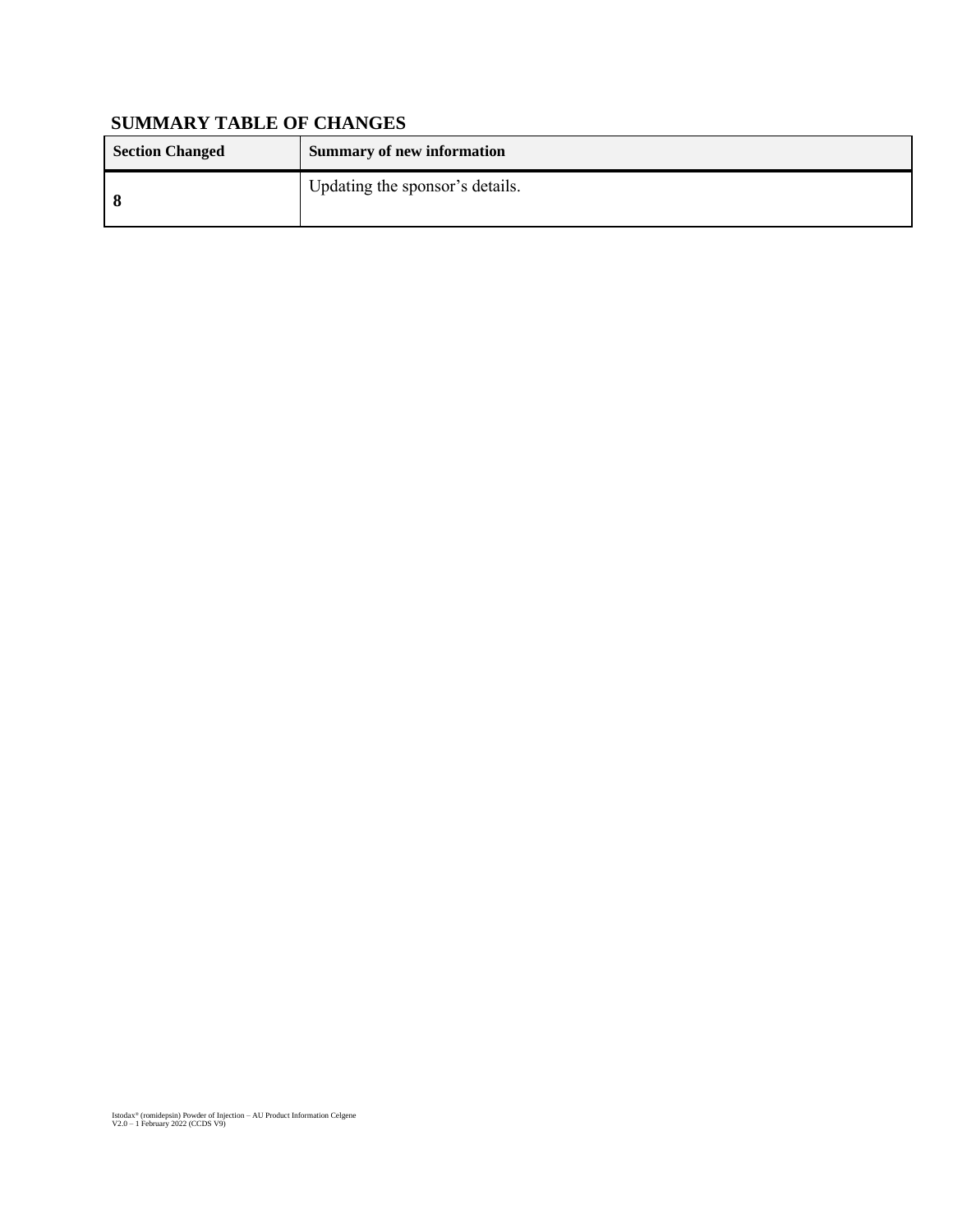## SUMMARY TABLE OF CHANGES

| Section Changed | Summary of new information |
| --- | --- |
| **8** | Updating the sponsor's details. |